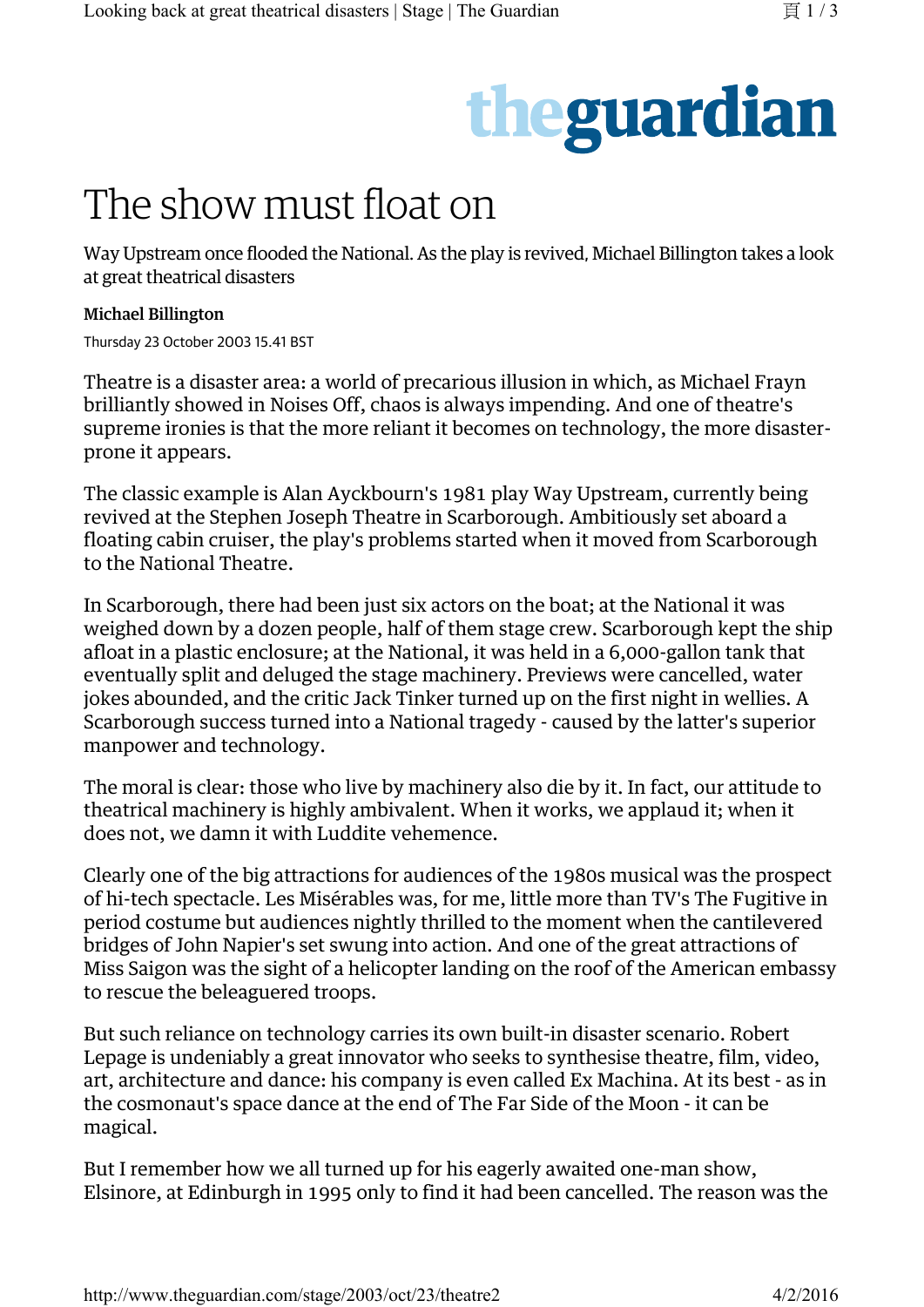# The show must float on

Way Upstream once flooded the National. As the play is revived, Michael Billington takes a look at great theatrical disasters

**Michael Billington**

Thursday 23 October 2003 15.41 BST

Theatre is a disaster area: a world of precarious illusion in which, as Michael Frayn brilliantly showed in Noises Off, chaos is always impending. And one of theatre's supreme ironies is that the more reliant it becomes on technology, the more disaster-prone it appears.

The classic example is Alan Ayckbourn's 1981 play Way Upstream, currently being revived at the Stephen Joseph Theatre in Scarborough. Ambitiously set aboard a floating cabin cruiser, the play's problems started when it moved from Scarborough to the National Theatre.

In Scarborough, there had been just six actors on the boat; at the National it was weighed down by a dozen people, half of them stage crew. Scarborough kept the ship afloat in a plastic enclosure; at the National, it was held in a 6,000-gallon tank that eventually split and deluged the stage machinery. Previews were cancelled, water jokes abounded, and the critic Jack Tinker turned up on the first night in wellies. A Scarborough success turned into a National tragedy - caused by the latter's superior manpower and technology.

The moral is clear: those who live by machinery also die by it. In fact, our attitude to theatrical machinery is highly ambivalent. When it works, we applaud it; when it does not, we damn it with Luddite vehemence.

Clearly one of the big attractions for audiences of the 1980s musical was the prospect of hi-tech spectacle. Les Misérables was, for me, little more than TV's The Fugitive in period costume but audiences nightly thrilled to the moment when the cantilevered bridges of John Napier's set swung into action. And one of the great attractions of Miss Saigon was the sight of a helicopter landing on the roof of the American embassy to rescue the beleaguered troops.

But such reliance on technology carries its own built-in disaster scenario. Robert Lepage is undeniably a great innovator who seeks to synthesise theatre, film, video, art, architecture and dance: his company is even called Ex Machina. At its best - as in the cosmonaut's space dance at the end of The Far Side of the Moon - it can be magical.

But I remember how we all turned up for his eagerly awaited one-man show, Elsinore, at Edinburgh in 1995 only to find it had been cancelled. The reason was the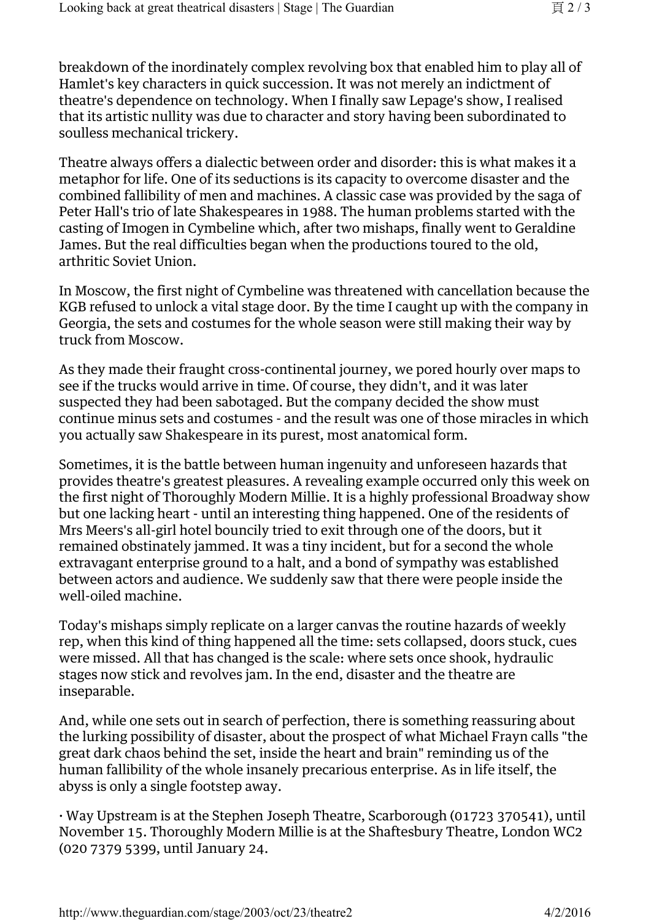breakdown of the inordinately complex revolving box that enabled him to play all of Hamlet's key characters in quick succession. It was not merely an indictment of theatre's dependence on technology. When I finally saw Lepage's show, I realised that its artistic nullity was due to character and story having been subordinated to soulless mechanical trickery.

Theatre always offers a dialectic between order and disorder: this is what makes it a metaphor for life. One of its seductions is its capacity to overcome disaster and the combined fallibility of men and machines. A classic case was provided by the saga of Peter Hall's trio of late Shakespeares in 1988. The human problems started with the casting of Imogen in Cymbeline which, after two mishaps, finally went to Geraldine James. But the real difficulties began when the productions toured to the old, arthritic Soviet Union.

In Moscow, the first night of Cymbeline was threatened with cancellation because the KGB refused to unlock a vital stage door. By the time I caught up with the company in Georgia, the sets and costumes for the whole season were still making their way by truck from Moscow.

As they made their fraught cross-continental journey, we pored hourly over maps to see if the trucks would arrive in time. Of course, they didn't, and it was later suspected they had been sabotaged. But the company decided the show must continue minus sets and costumes - and the result was one of those miracles in which you actually saw Shakespeare in its purest, most anatomical form.

Sometimes, it is the battle between human ingenuity and unforeseen hazards that provides theatre's greatest pleasures. A revealing example occurred only this week on the first night of Thoroughly Modern Millie. It is a highly professional Broadway show but one lacking heart - until an interesting thing happened. One of the residents of Mrs Meers's all-girl hotel bouncily tried to exit through one of the doors, but it remained obstinately jammed. It was a tiny incident, but for a second the whole extravagant enterprise ground to a halt, and a bond of sympathy was established between actors and audience. We suddenly saw that there were people inside the well-oiled machine.

Today's mishaps simply replicate on a larger canvas the routine hazards of weekly rep, when this kind of thing happened all the time: sets collapsed, doors stuck, cues were missed. All that has changed is the scale: where sets once shook, hydraulic stages now stick and revolves jam. In the end, disaster and the theatre are inseparable.

And, while one sets out in search of perfection, there is something reassuring about the lurking possibility of disaster, about the prospect of what Michael Frayn calls "the great dark chaos behind the set, inside the heart and brain" reminding us of the human fallibility of the whole insanely precarious enterprise. As in life itself, the abyss is only a single footstep away.

· Way Upstream is at the Stephen Joseph Theatre, Scarborough (01723 370541), until November 15. Thoroughly Modern Millie is at the Shaftesbury Theatre, London WC2 (020 7379 5399, until January 24.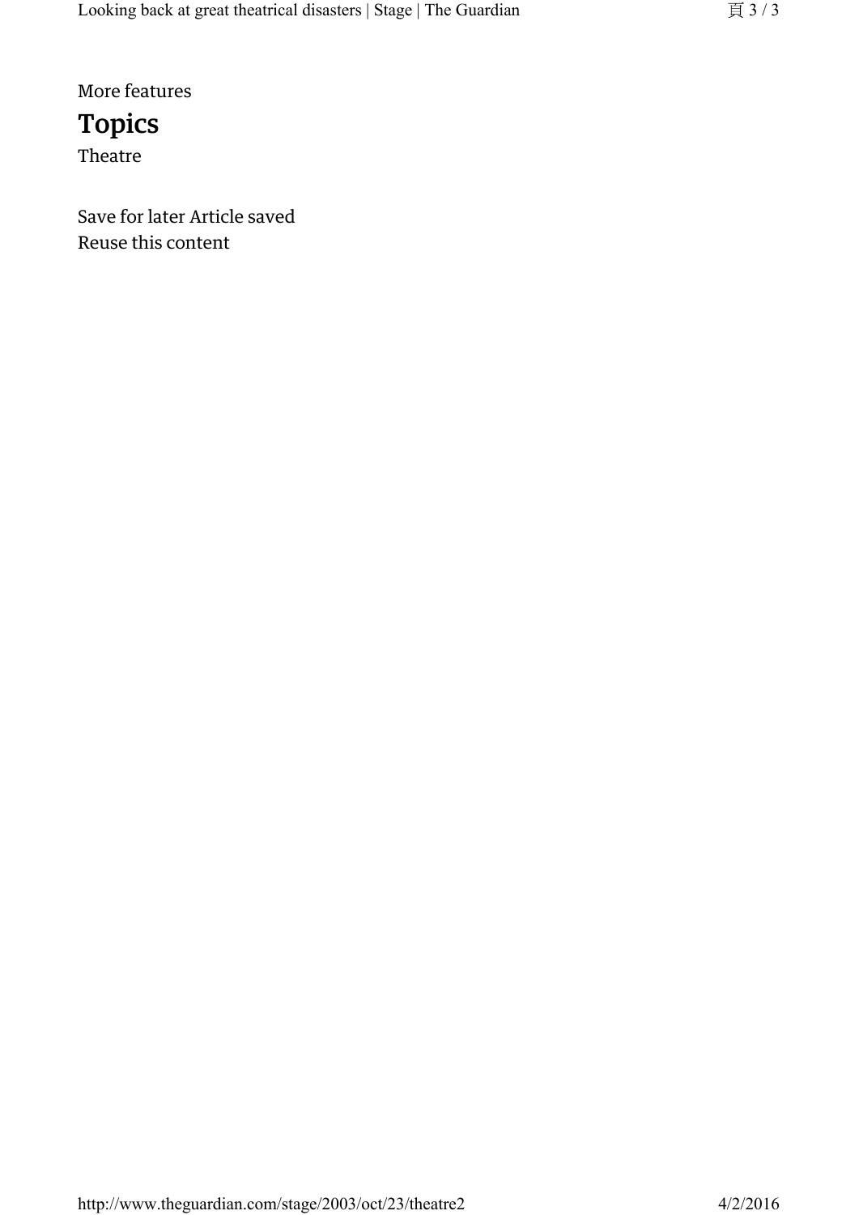More features

## Topics

Theatre

Save for later Article saved
Reuse this content